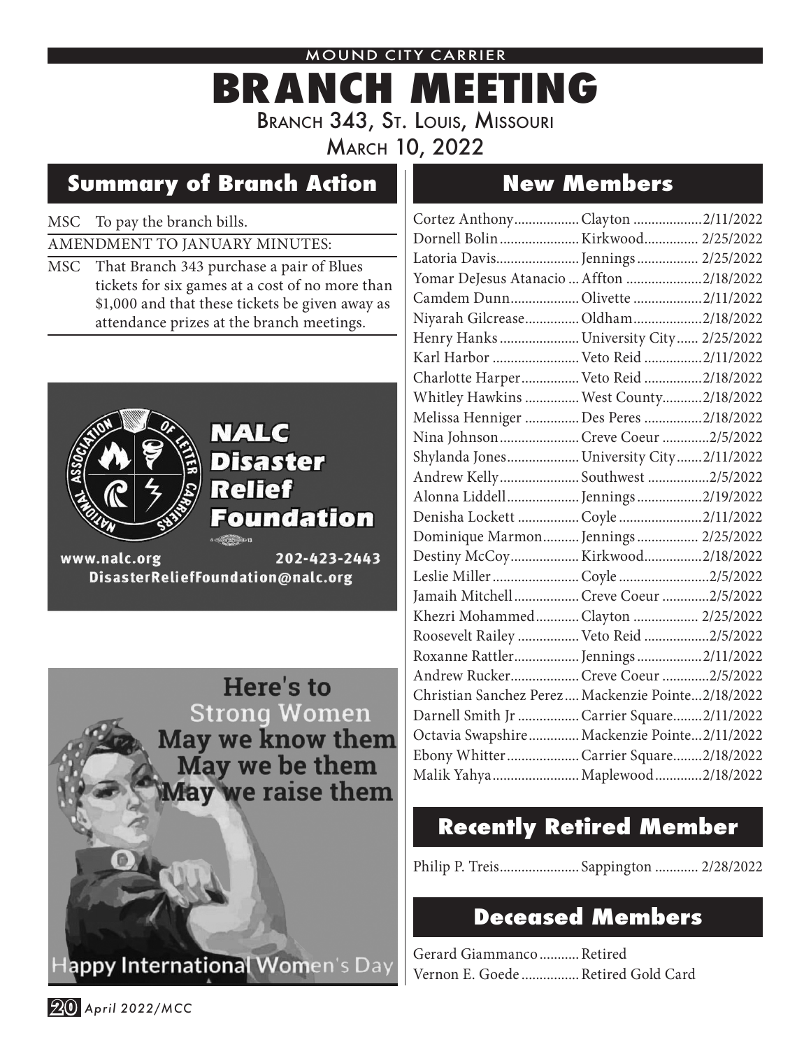MOUND CITY CARRIER

# BRANCH MEETING

Branch 343, St. Louis, Missouri

March 10, 2022

## Summary of Branch Action

MSC To pay the branch bills.

AMENDMENT TO JANUARY MINUTES:

MSC That Branch 343 purchase a pair of Blues tickets for six games at a cost of no more than $1,000 and that these tickets be given away as attendance prizes at the branch meetings.

NALC Disaster Relief Foundation

www.nalc.org 202-423-2443

DisasterReliefFoundation@nalc.org

Here's to Strong Women
May we know them
May we be them
May we raise them

Happy International Women's Day

## New Members

| Name | Station | Date |
|---|---|---|
| Cortez Anthony | Clayton | 2/11/2022 |
| Dornell Bolin | Kirkwood | 2/25/2022 |
| Latoria Davis | Jennings | 2/25/2022 |
| Yomar DeJesus Atanacio | Affton | 2/18/2022 |
| Camdem Dunn | Olivette | 2/11/2022 |
| Niyarah Gilcrease | Oldham | 2/18/2022 |
| Henry Hanks | University City | 2/25/2022 |
| Karl Harbor | Veto Reid | 2/11/2022 |
| Charlotte Harper | Veto Reid | 2/18/2022 |
| Whitley Hawkins | West County | 2/18/2022 |
| Melissa Henniger | Des Peres | 2/18/2022 |
| Nina Johnson | Creve Coeur | 2/5/2022 |
| Shylanda Jones | University City | 2/11/2022 |
| Andrew Kelly | Southwest | 2/5/2022 |
| Alonna Liddell | Jennings | 2/19/2022 |
| Denisha Lockett | Coyle | 2/11/2022 |
| Dominique Marmon | Jennings | 2/25/2022 |
| Destiny McCoy | Kirkwood | 2/18/2022 |
| Leslie Miller | Coyle | 2/5/2022 |
| Jamaih Mitchell | Creve Coeur | 2/5/2022 |
| Khezri Mohammed | Clayton | 2/25/2022 |
| Roosevelt Railey | Veto Reid | 2/5/2022 |
| Roxanne Rattler | Jennings | 2/11/2022 |
| Andrew Rucker | Creve Coeur | 2/5/2022 |
| Christian Sanchez Perez | Mackenzie Pointe | 2/18/2022 |
| Darnell Smith Jr | Carrier Square | 2/11/2022 |
| Octavia Swapshire | Mackenzie Pointe | 2/11/2022 |
| Ebony Whitter | Carrier Square | 2/18/2022 |
| Malik Yahya | Maplewood | 2/18/2022 |

## Recently Retired Member

Philip P. Treis...................... Sappington ............ 2/28/2022

## Deceased Members

Gerard Giammanco........... Retired

Vernon E. Goede................ Retired Gold Card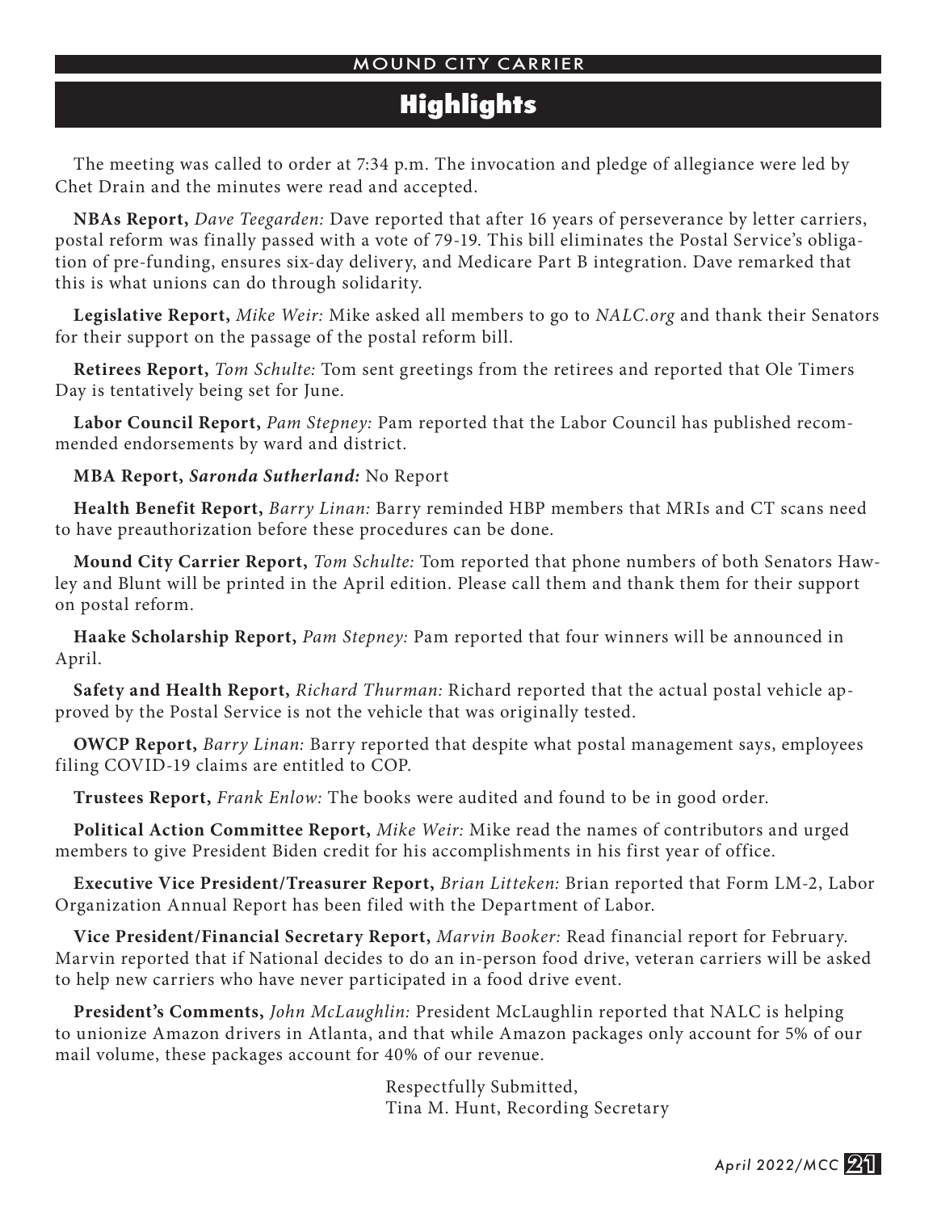# Highlights

The meeting was called to order at 7:34 p.m. The invocation and pledge of allegiance were led by Chet Drain and the minutes were read and accepted.

**NBAs Report,** *Dave Teegarden:* Dave reported that after 16 years of perseverance by letter carriers, postal reform was finally passed with a vote of 79-19. This bill eliminates the Postal Service's obligation of pre-funding, ensures six-day delivery, and Medicare Part B integration. Dave remarked that this is what unions can do through solidarity.

**Legislative Report,** *Mike Weir:* Mike asked all members to go to *NALC.org* and thank their Senators for their support on the passage of the postal reform bill.

**Retirees Report,** *Tom Schulte:* Tom sent greetings from the retirees and reported that Ole Timers Day is tentatively being set for June.

**Labor Council Report,** *Pam Stepney:* Pam reported that the Labor Council has published recommended endorsements by ward and district.

**MBA Report,** ***Saronda Sutherland:*** No Report

**Health Benefit Report,** *Barry Linan:* Barry reminded HBP members that MRIs and CT scans need to have preauthorization before these procedures can be done.

**Mound City Carrier Report,** *Tom Schulte:* Tom reported that phone numbers of both Senators Hawley and Blunt will be printed in the April edition. Please call them and thank them for their support on postal reform.

**Haake Scholarship Report,** *Pam Stepney:* Pam reported that four winners will be announced in April.

**Safety and Health Report,** *Richard Thurman:* Richard reported that the actual postal vehicle approved by the Postal Service is not the vehicle that was originally tested.

**OWCP Report,** *Barry Linan:* Barry reported that despite what postal management says, employees filing COVID-19 claims are entitled to COP.

**Trustees Report,** *Frank Enlow:* The books were audited and found to be in good order.

**Political Action Committee Report,** *Mike Weir:* Mike read the names of contributors and urged members to give President Biden credit for his accomplishments in his first year of office.

**Executive Vice President/Treasurer Report,** *Brian Litteken:* Brian reported that Form LM-2, Labor Organization Annual Report has been filed with the Department of Labor.

**Vice President/Financial Secretary Report,** *Marvin Booker:* Read financial report for February. Marvin reported that if National decides to do an in-person food drive, veteran carriers will be asked to help new carriers who have never participated in a food drive event.

**President's Comments,** *John McLaughlin:* President McLaughlin reported that NALC is helping to unionize Amazon drivers in Atlanta, and that while Amazon packages only account for 5% of our mail volume, these packages account for 40% of our revenue.

Respectfully Submitted,
Tina M. Hunt, Recording Secretary